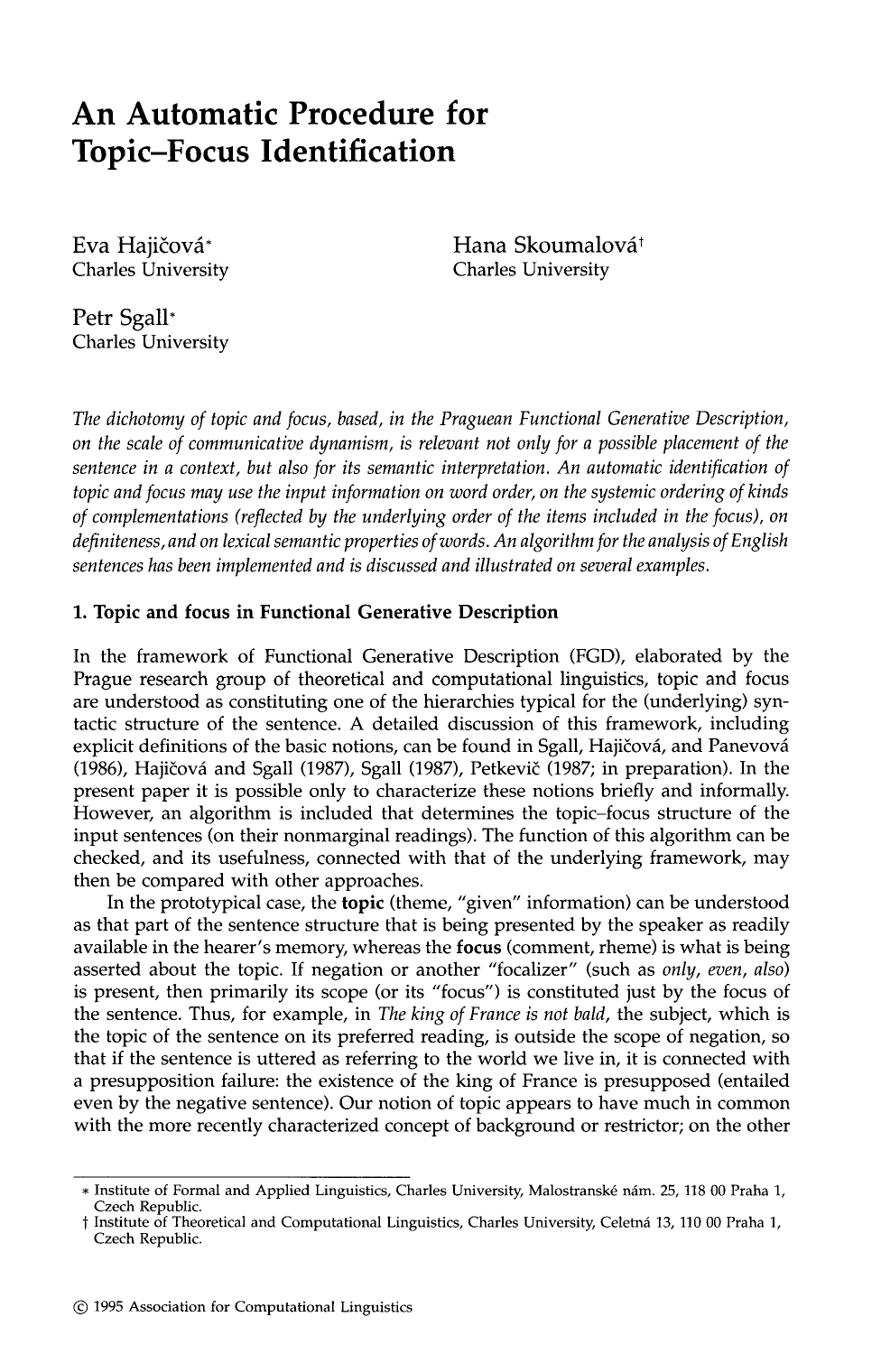# An Automatic Procedure for Topic–Focus Identification

Eva Hajičová*
Charles University

Hana Skoumalová†
Charles University

Petr Sgall*
Charles University

*The dichotomy of topic and focus, based, in the Praguean Functional Generative Description, on the scale of communicative dynamism, is relevant not only for a possible placement of the sentence in a context, but also for its semantic interpretation. An automatic identification of topic and focus may use the input information on word order, on the systemic ordering of kinds of complementations (reflected by the underlying order of the items included in the focus), on definiteness, and on lexical semantic properties of words. An algorithm for the analysis of English sentences has been implemented and is discussed and illustrated on several examples.*

## 1. Topic and focus in Functional Generative Description

In the framework of Functional Generative Description (FGD), elaborated by the Prague research group of theoretical and computational linguistics, topic and focus are understood as constituting one of the hierarchies typical for the (underlying) syntactic structure of the sentence. A detailed discussion of this framework, including explicit definitions of the basic notions, can be found in Sgall, Hajičová, and Panevová (1986), Hajičová and Sgall (1987), Sgall (1987), Petkevič (1987; in preparation). In the present paper it is possible only to characterize these notions briefly and informally. However, an algorithm is included that determines the topic–focus structure of the input sentences (on their nonmarginal readings). The function of this algorithm can be checked, and its usefulness, connected with that of the underlying framework, may then be compared with other approaches.

In the prototypical case, the **topic** (theme, "given" information) can be understood as that part of the sentence structure that is being presented by the speaker as readily available in the hearer's memory, whereas the **focus** (comment, rheme) is what is being asserted about the topic. If negation or another "focalizer" (such as *only*, *even*, *also*) is present, then primarily its scope (or its "focus") is constituted just by the focus of the sentence. Thus, for example, in *The king of France is not bald*, the subject, which is the topic of the sentence on its preferred reading, is outside the scope of negation, so that if the sentence is uttered as referring to the world we live in, it is connected with a presupposition failure: the existence of the king of France is presupposed (entailed even by the negative sentence). Our notion of topic appears to have much in common with the more recently characterized concept of background or restrictor; on the other

---

\* Institute of Formal and Applied Linguistics, Charles University, Malostranské nám. 25, 118 00 Praha 1, Czech Republic.

† Institute of Theoretical and Computational Linguistics, Charles University, Celetná 13, 110 00 Praha 1, Czech Republic.

© 1995 Association for Computational Linguistics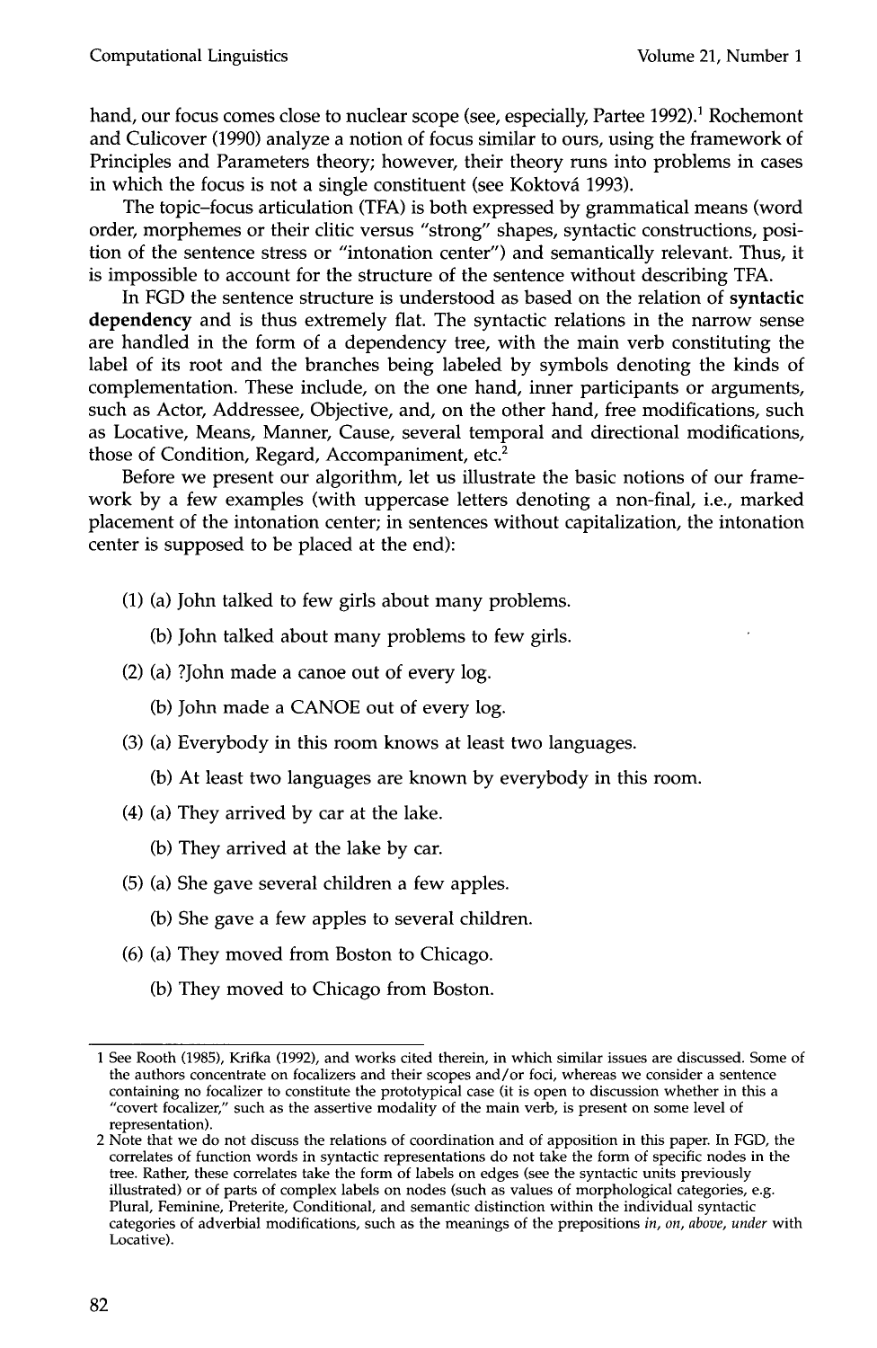hand, our focus comes close to nuclear scope (see, especially, Partee 1992).[1] Rochemont and Culicover (1990) analyze a notion of focus similar to ours, using the framework of Principles and Parameters theory; however, their theory runs into problems in cases in which the focus is not a single constituent (see Koktová 1993).

The topic–focus articulation (TFA) is both expressed by grammatical means (word order, morphemes or their clitic versus "strong" shapes, syntactic constructions, position of the sentence stress or "intonation center") and semantically relevant. Thus, it is impossible to account for the structure of the sentence without describing TFA.

In FGD the sentence structure is understood as based on the relation of **syntactic dependency** and is thus extremely flat. The syntactic relations in the narrow sense are handled in the form of a dependency tree, with the main verb constituting the label of its root and the branches being labeled by symbols denoting the kinds of complementation. These include, on the one hand, inner participants or arguments, such as Actor, Addressee, Objective, and, on the other hand, free modifications, such as Locative, Means, Manner, Cause, several temporal and directional modifications, those of Condition, Regard, Accompaniment, etc.[2]

Before we present our algorithm, let us illustrate the basic notions of our framework by a few examples (with uppercase letters denoting a non-final, i.e., marked placement of the intonation center; in sentences without capitalization, the intonation center is supposed to be placed at the end):

(1) (a) John talked to few girls about many problems.

(b) John talked about many problems to few girls.

(2) (a) ?John made a canoe out of every log.

(b) John made a CANOE out of every log.

(3) (a) Everybody in this room knows at least two languages.

(b) At least two languages are known by everybody in this room.

(4) (a) They arrived by car at the lake.

(b) They arrived at the lake by car.

(5) (a) She gave several children a few apples.

(b) She gave a few apples to several children.

(6) (a) They moved from Boston to Chicago.

(b) They moved to Chicago from Boston.

---

1 See Rooth (1985), Krifka (1992), and works cited therein, in which similar issues are discussed. Some of the authors concentrate on focalizers and their scopes and/or foci, whereas we consider a sentence containing no focalizer to constitute the prototypical case (it is open to discussion whether in this a "covert focalizer," such as the assertive modality of the main verb, is present on some level of representation).

2 Note that we do not discuss the relations of coordination and of apposition in this paper. In FGD, the correlates of function words in syntactic representations do not take the form of specific nodes in the tree. Rather, these correlates take the form of labels on edges (see the syntactic units previously illustrated) or of parts of complex labels on nodes (such as values of morphological categories, e.g. Plural, Feminine, Preterite, Conditional, and semantic distinction within the individual syntactic categories of adverbial modifications, such as the meanings of the prepositions *in, on, above, under* with Locative).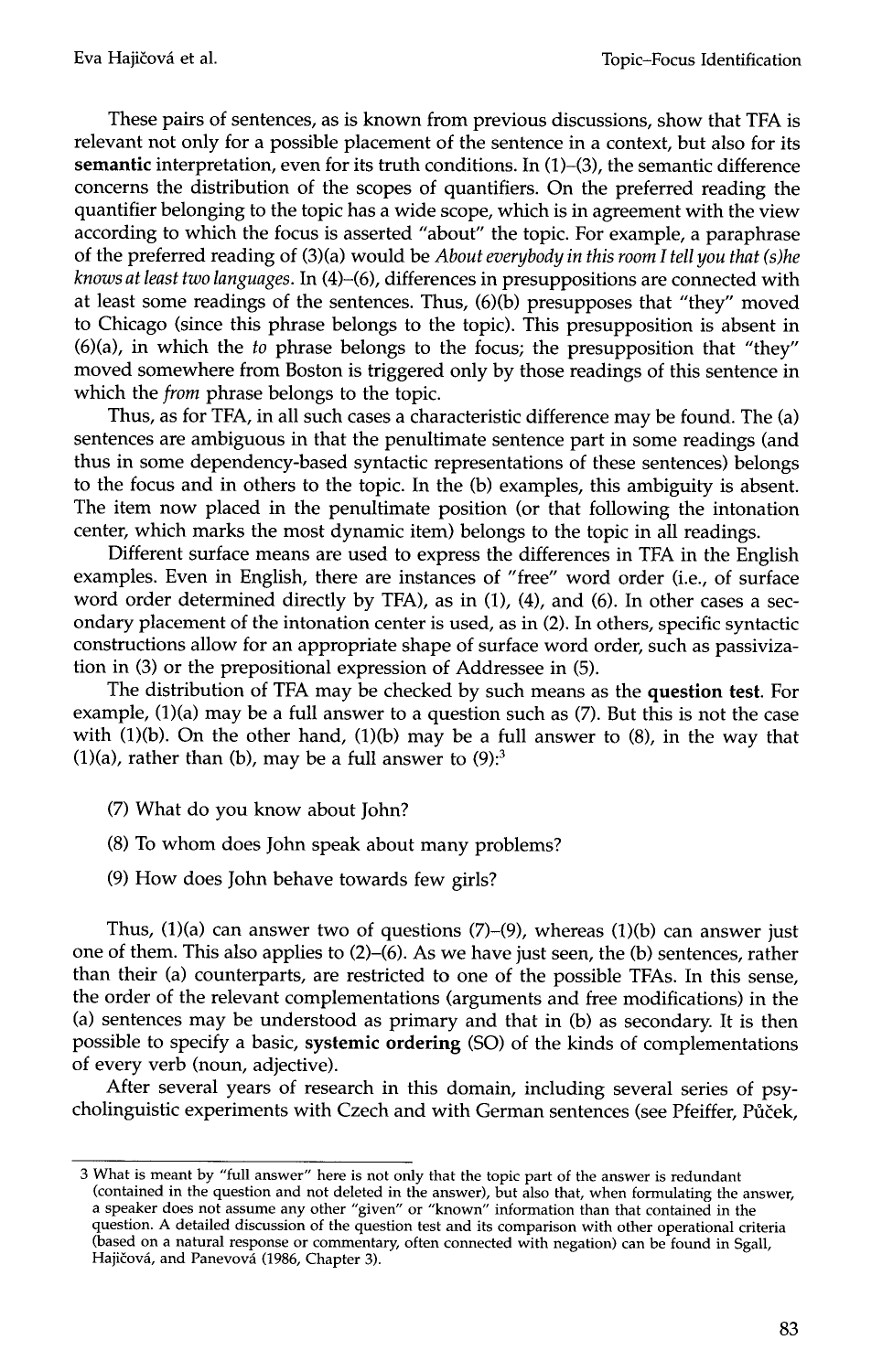These pairs of sentences, as is known from previous discussions, show that TFA is relevant not only for a possible placement of the sentence in a context, but also for its **semantic** interpretation, even for its truth conditions. In (1)–(3), the semantic difference concerns the distribution of the scopes of quantifiers. On the preferred reading the quantifier belonging to the topic has a wide scope, which is in agreement with the view according to which the focus is asserted "about" the topic. For example, a paraphrase of the preferred reading of (3)(a) would be *About everybody in this room I tell you that (s)he knows at least two languages*. In (4)–(6), differences in presuppositions are connected with at least some readings of the sentences. Thus, (6)(b) presupposes that "they" moved to Chicago (since this phrase belongs to the topic). This presupposition is absent in (6)(a), in which the *to* phrase belongs to the focus; the presupposition that "they" moved somewhere from Boston is triggered only by those readings of this sentence in which the *from* phrase belongs to the topic.

Thus, as for TFA, in all such cases a characteristic difference may be found. The (a) sentences are ambiguous in that the penultimate sentence part in some readings (and thus in some dependency-based syntactic representations of these sentences) belongs to the focus and in others to the topic. In the (b) examples, this ambiguity is absent. The item now placed in the penultimate position (or that following the intonation center, which marks the most dynamic item) belongs to the topic in all readings.

Different surface means are used to express the differences in TFA in the English examples. Even in English, there are instances of "free" word order (i.e., of surface word order determined directly by TFA), as in (1), (4), and (6). In other cases a secondary placement of the intonation center is used, as in (2). In others, specific syntactic constructions allow for an appropriate shape of surface word order, such as passivization in (3) or the prepositional expression of Addressee in (5).

The distribution of TFA may be checked by such means as the **question test**. For example, (1)(a) may be a full answer to a question such as (7). But this is not the case with (1)(b). On the other hand, (1)(b) may be a full answer to (8), in the way that (1)(a), rather than (b), may be a full answer to (9):[3]

(7) What do you know about John?

(8) To whom does John speak about many problems?

(9) How does John behave towards few girls?

Thus, (1)(a) can answer two of questions (7)–(9), whereas (1)(b) can answer just one of them. This also applies to (2)–(6). As we have just seen, the (b) sentences, rather than their (a) counterparts, are restricted to one of the possible TFAs. In this sense, the order of the relevant complementations (arguments and free modifications) in the (a) sentences may be understood as primary and that in (b) as secondary. It is then possible to specify a basic, **systemic ordering** (SO) of the kinds of complementations of every verb (noun, adjective).

After several years of research in this domain, including several series of psycholinguistic experiments with Czech and with German sentences (see Pfeiffer, Půček,

---

3 What is meant by "full answer" here is not only that the topic part of the answer is redundant (contained in the question and not deleted in the answer), but also that, when formulating the answer, a speaker does not assume any other "given" or "known" information than that contained in the question. A detailed discussion of the question test and its comparison with other operational criteria (based on a natural response or commentary, often connected with negation) can be found in Sgall, Hajičová, and Panevová (1986, Chapter 3).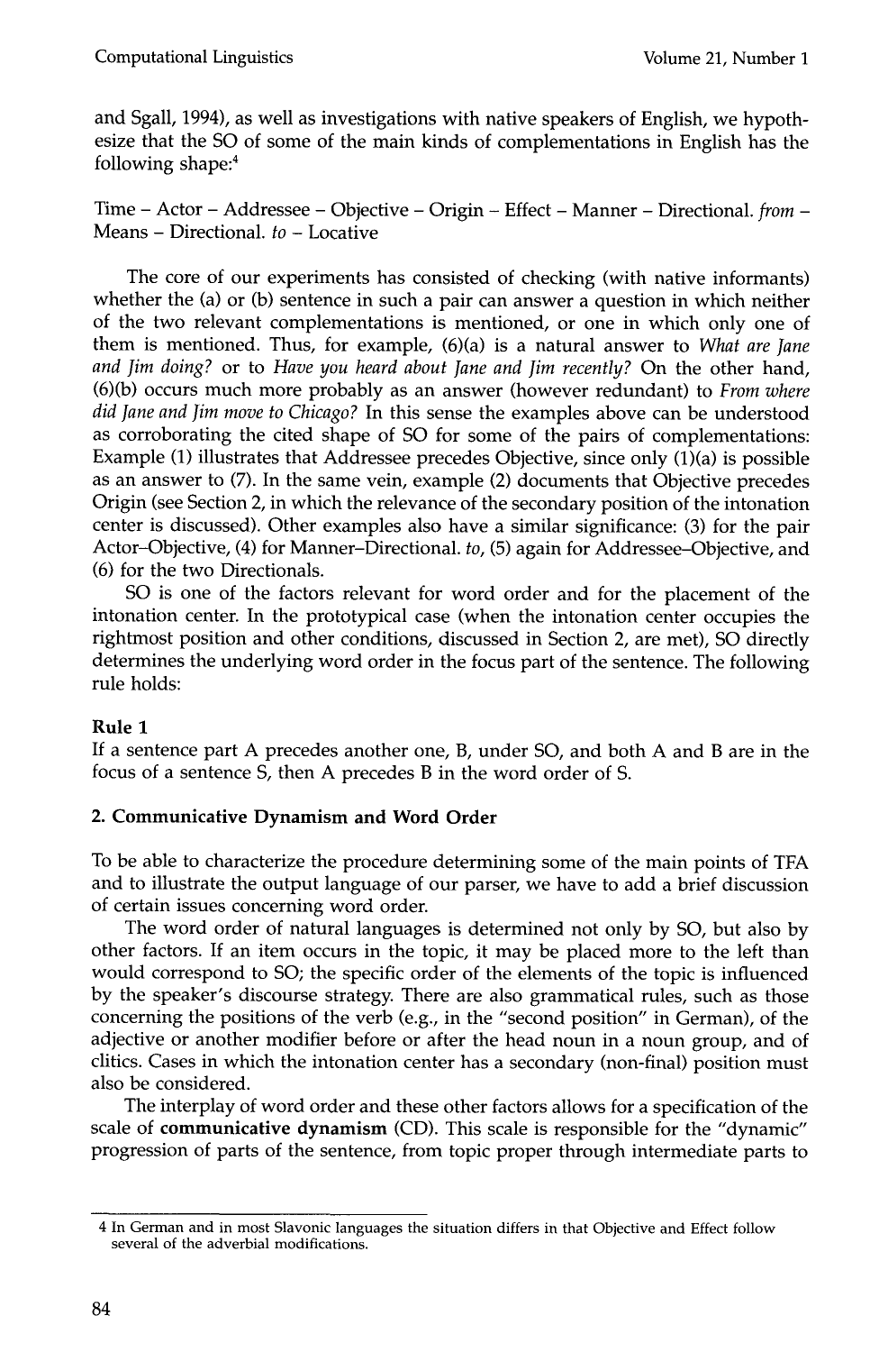and Sgall, 1994), as well as investigations with native speakers of English, we hypothesize that the SO of some of the main kinds of complementations in English has the following shape:[4]

Time – Actor – Addressee – Objective – Origin – Effect – Manner – Directional. *from* – Means – Directional. *to* – Locative

The core of our experiments has consisted of checking (with native informants) whether the (a) or (b) sentence in such a pair can answer a question in which neither of the two relevant complementations is mentioned, or one in which only one of them is mentioned. Thus, for example, (6)(a) is a natural answer to *What are Jane and Jim doing?* or to *Have you heard about Jane and Jim recently?* On the other hand, (6)(b) occurs much more probably as an answer (however redundant) to *From where did Jane and Jim move to Chicago?* In this sense the examples above can be understood as corroborating the cited shape of SO for some of the pairs of complementations: Example (1) illustrates that Addressee precedes Objective, since only (1)(a) is possible as an answer to (7). In the same vein, example (2) documents that Objective precedes Origin (see Section 2, in which the relevance of the secondary position of the intonation center is discussed). Other examples also have a similar significance: (3) for the pair Actor–Objective, (4) for Manner–Directional. *to*, (5) again for Addressee–Objective, and (6) for the two Directionals.

SO is one of the factors relevant for word order and for the placement of the intonation center. In the prototypical case (when the intonation center occupies the rightmost position and other conditions, discussed in Section 2, are met), SO directly determines the underlying word order in the focus part of the sentence. The following rule holds:

**Rule 1**
If a sentence part A precedes another one, B, under SO, and both A and B are in the focus of a sentence S, then A precedes B in the word order of S.

## 2. Communicative Dynamism and Word Order

To be able to characterize the procedure determining some of the main points of TFA and to illustrate the output language of our parser, we have to add a brief discussion of certain issues concerning word order.

The word order of natural languages is determined not only by SO, but also by other factors. If an item occurs in the topic, it may be placed more to the left than would correspond to SO; the specific order of the elements of the topic is influenced by the speaker's discourse strategy. There are also grammatical rules, such as those concerning the positions of the verb (e.g., in the "second position" in German), of the adjective or another modifier before or after the head noun in a noun group, and of clitics. Cases in which the intonation center has a secondary (non-final) position must also be considered.

The interplay of word order and these other factors allows for a specification of the scale of **communicative dynamism** (CD). This scale is responsible for the "dynamic" progression of parts of the sentence, from topic proper through intermediate parts to

---

[4] In German and in most Slavonic languages the situation differs in that Objective and Effect follow several of the adverbial modifications.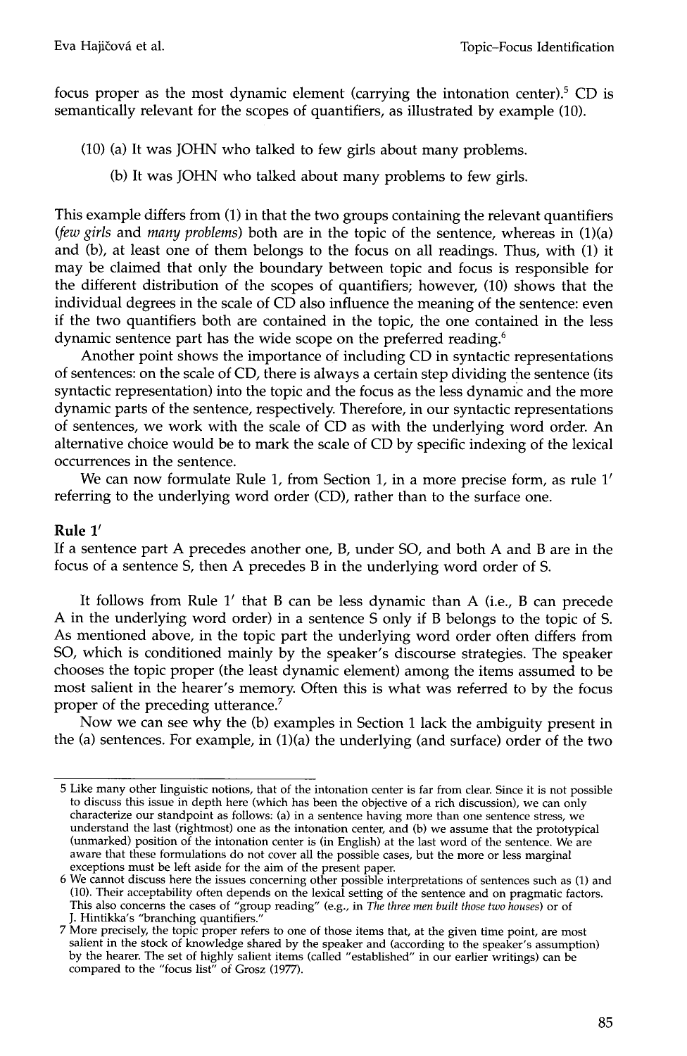focus proper as the most dynamic element (carrying the intonation center).[5] CD is semantically relevant for the scopes of quantifiers, as illustrated by example (10).

(10) (a) It was JOHN who talked to few girls about many problems.

(b) It was JOHN who talked about many problems to few girls.

This example differs from (1) in that the two groups containing the relevant quantifiers (*few girls* and *many problems*) both are in the topic of the sentence, whereas in (1)(a) and (b), at least one of them belongs to the focus on all readings. Thus, with (1) it may be claimed that only the boundary between topic and focus is responsible for the different distribution of the scopes of quantifiers; however, (10) shows that the individual degrees in the scale of CD also influence the meaning of the sentence: even if the two quantifiers both are contained in the topic, the one contained in the less dynamic sentence part has the wide scope on the preferred reading.[6]

Another point shows the importance of including CD in syntactic representations of sentences: on the scale of CD, there is always a certain step dividing the sentence (its syntactic representation) into the topic and the focus as the less dynamic and the more dynamic parts of the sentence, respectively. Therefore, in our syntactic representations of sentences, we work with the scale of CD as with the underlying word order. An alternative choice would be to mark the scale of CD by specific indexing of the lexical occurrences in the sentence.

We can now formulate Rule 1, from Section 1, in a more precise form, as rule 1′ referring to the underlying word order (CD), rather than to the surface one.

**Rule 1′**
If a sentence part A precedes another one, B, under SO, and both A and B are in the focus of a sentence S, then A precedes B in the underlying word order of S.

It follows from Rule 1′ that B can be less dynamic than A (i.e., B can precede A in the underlying word order) in a sentence S only if B belongs to the topic of S. As mentioned above, in the topic part the underlying word order often differs from SO, which is conditioned mainly by the speaker's discourse strategies. The speaker chooses the topic proper (the least dynamic element) among the items assumed to be most salient in the hearer's memory. Often this is what was referred to by the focus proper of the preceding utterance.[7]

Now we can see why the (b) examples in Section 1 lack the ambiguity present in the (a) sentences. For example, in (1)(a) the underlying (and surface) order of the two

---

5 Like many other linguistic notions, that of the intonation center is far from clear. Since it is not possible to discuss this issue in depth here (which has been the objective of a rich discussion), we can only characterize our standpoint as follows: (a) in a sentence having more than one sentence stress, we understand the last (rightmost) one as the intonation center, and (b) we assume that the prototypical (unmarked) position of the intonation center is (in English) at the last word of the sentence. We are aware that these formulations do not cover all the possible cases, but the more or less marginal exceptions must be left aside for the aim of the present paper.

6 We cannot discuss here the issues concerning other possible interpretations of sentences such as (1) and (10). Their acceptability often depends on the lexical setting of the sentence and on pragmatic factors. This also concerns the cases of "group reading" (e.g., in *The three men built those two houses*) or of J. Hintikka's "branching quantifiers."

7 More precisely, the topic proper refers to one of those items that, at the given time point, are most salient in the stock of knowledge shared by the speaker and (according to the speaker's assumption) by the hearer. The set of highly salient items (called "established" in our earlier writings) can be compared to the "focus list" of Grosz (1977).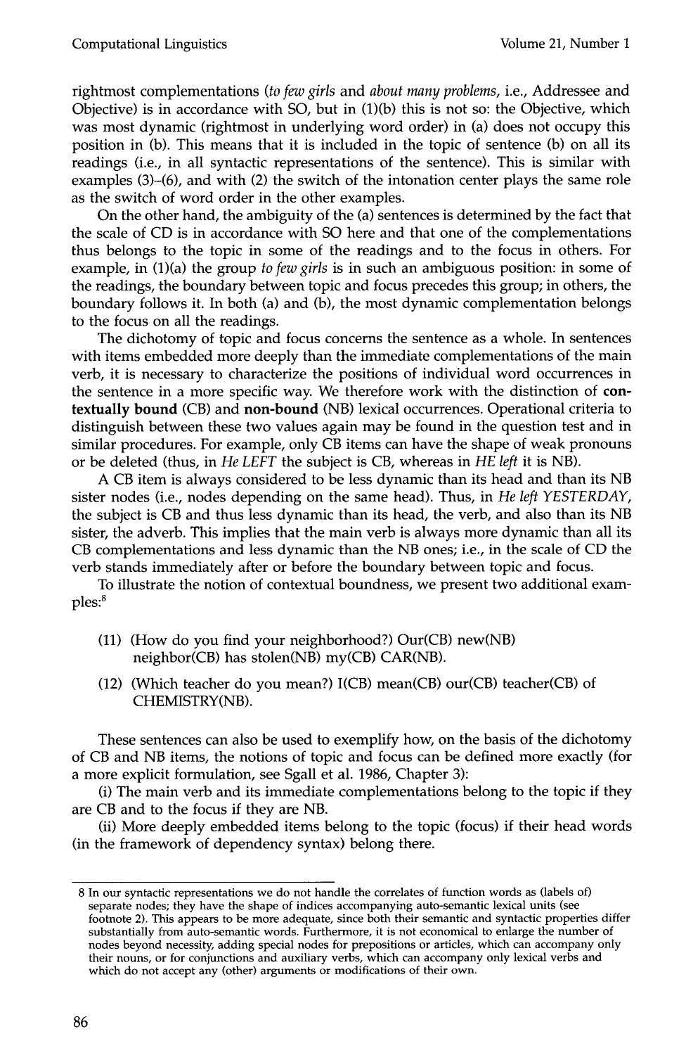rightmost complementations (*to few girls* and *about many problems*, i.e., Addressee and Objective) is in accordance with SO, but in (1)(b) this is not so: the Objective, which was most dynamic (rightmost in underlying word order) in (a) does not occupy this position in (b). This means that it is included in the topic of sentence (b) on all its readings (i.e., in all syntactic representations of the sentence). This is similar with examples (3)–(6), and with (2) the switch of the intonation center plays the same role as the switch of word order in the other examples.

On the other hand, the ambiguity of the (a) sentences is determined by the fact that the scale of CD is in accordance with SO here and that one of the complementations thus belongs to the topic in some of the readings and to the focus in others. For example, in (1)(a) the group *to few girls* is in such an ambiguous position: in some of the readings, the boundary between topic and focus precedes this group; in others, the boundary follows it. In both (a) and (b), the most dynamic complementation belongs to the focus on all the readings.

The dichotomy of topic and focus concerns the sentence as a whole. In sentences with items embedded more deeply than the immediate complementations of the main verb, it is necessary to characterize the positions of individual word occurrences in the sentence in a more specific way. We therefore work with the distinction of **contextually bound** (CB) and **non-bound** (NB) lexical occurrences. Operational criteria to distinguish between these two values again may be found in the question test and in similar procedures. For example, only CB items can have the shape of weak pronouns or be deleted (thus, in *He LEFT* the subject is CB, whereas in *HE left* it is NB).

A CB item is always considered to be less dynamic than its head and than its NB sister nodes (i.e., nodes depending on the same head). Thus, in *He left YESTERDAY*, the subject is CB and thus less dynamic than its head, the verb, and also than its NB sister, the adverb. This implies that the main verb is always more dynamic than all its CB complementations and less dynamic than the NB ones; i.e., in the scale of CD the verb stands immediately after or before the boundary between topic and focus.

To illustrate the notion of contextual boundness, we present two additional examples:[8]

(11) (How do you find your neighborhood?) Our(CB) new(NB) neighbor(CB) has stolen(NB) my(CB) CAR(NB).

(12) (Which teacher do you mean?) I(CB) mean(CB) our(CB) teacher(CB) of CHEMISTRY(NB).

These sentences can also be used to exemplify how, on the basis of the dichotomy of CB and NB items, the notions of topic and focus can be defined more exactly (for a more explicit formulation, see Sgall et al. 1986, Chapter 3):

(i) The main verb and its immediate complementations belong to the topic if they are CB and to the focus if they are NB.

(ii) More deeply embedded items belong to the topic (focus) if their head words (in the framework of dependency syntax) belong there.

---

8 In our syntactic representations we do not handle the correlates of function words as (labels of) separate nodes; they have the shape of indices accompanying auto-semantic lexical units (see footnote 2). This appears to be more adequate, since both their semantic and syntactic properties differ substantially from auto-semantic words. Furthermore, it is not economical to enlarge the number of nodes beyond necessity, adding special nodes for prepositions or articles, which can accompany only their nouns, or for conjunctions and auxiliary verbs, which can accompany only lexical verbs and which do not accept any (other) arguments or modifications of their own.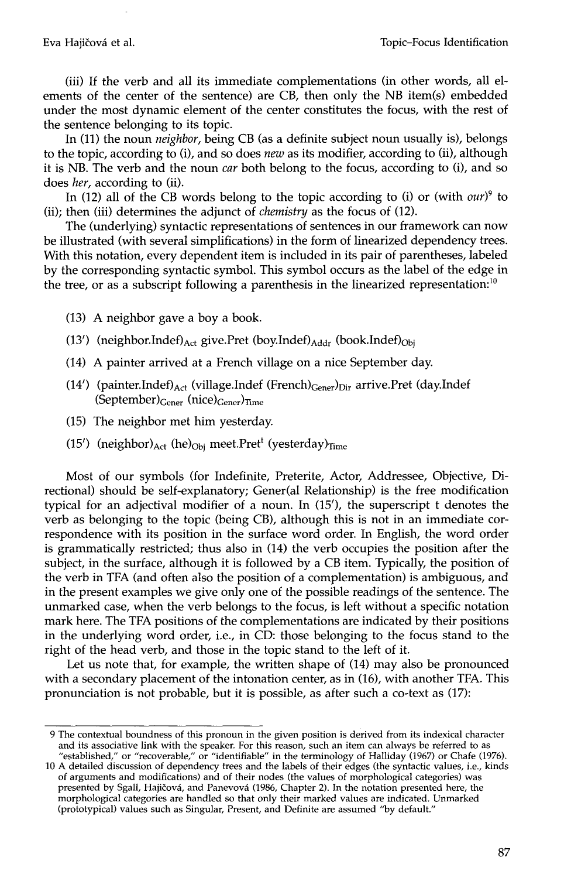(iii) If the verb and all its immediate complementations (in other words, all elements of the center of the sentence) are CB, then only the NB item(s) embedded under the most dynamic element of the center constitutes the focus, with the rest of the sentence belonging to its topic.

In (11) the noun *neighbor*, being CB (as a definite subject noun usually is), belongs to the topic, according to (i), and so does *new* as its modifier, according to (ii), although it is NB. The verb and the noun *car* both belong to the focus, according to (i), and so does *her*, according to (ii).

In (12) all of the CB words belong to the topic according to (i) or (with *our*)[9] to (ii); then (iii) determines the adjunct of *chemistry* as the focus of (12).

The (underlying) syntactic representations of sentences in our framework can now be illustrated (with several simplifications) in the form of linearized dependency trees. With this notation, every dependent item is included in its pair of parentheses, labeled by the corresponding syntactic symbol. This symbol occurs as the label of the edge in the tree, or as a subscript following a parenthesis in the linearized representation:[10]

(13) A neighbor gave a boy a book.

(13′) $(\text{neighbor.Indef})_{\text{Act}}$ give.Pret $(\text{boy.Indef})_{\text{Addr}}$ $(\text{book.Indef})_{\text{Obj}}$

(14) A painter arrived at a French village on a nice September day.

(14′) $(\text{painter.Indef})_{\text{Act}}$ $(\text{village.Indef } (\text{French})_{\text{Gener}})_{\text{Dir}}$ arrive.Pret $(\text{day.Indef } (\text{September})_{\text{Gener}} (\text{nice})_{\text{Gener}})_{\text{Time}}$

(15) The neighbor met him yesterday.

(15′) $(\text{neighbor})_{\text{Act}}$ $(\text{he})_{\text{Obj}}$ $\text{meet.Pret}^{\text{t}}$ $(\text{yesterday})_{\text{Time}}$

Most of our symbols (for Indefinite, Preterite, Actor, Addressee, Objective, Directional) should be self-explanatory; Gener(al Relationship) is the free modification typical for an adjectival modifier of a noun. In (15′), the superscript t denotes the verb as belonging to the topic (being CB), although this is not in an immediate correspondence with its position in the surface word order. In English, the word order is grammatically restricted; thus also in (14) the verb occupies the position after the subject, in the surface, although it is followed by a CB item. Typically, the position of the verb in TFA (and often also the position of a complementation) is ambiguous, and in the present examples we give only one of the possible readings of the sentence. The unmarked case, when the verb belongs to the focus, is left without a specific notation mark here. The TFA positions of the complementations are indicated by their positions in the underlying word order, i.e., in CD: those belonging to the focus stand to the right of the head verb, and those in the topic stand to the left of it.

Let us note that, for example, the written shape of (14) may also be pronounced with a secondary placement of the intonation center, as in (16), with another TFA. This pronunciation is not probable, but it is possible, as after such a co-text as (17):

---

9 The contextual boundness of this pronoun in the given position is derived from its indexical character and its associative link with the speaker. For this reason, such an item can always be referred to as "established," or "recoverable," or "identifiable" in the terminology of Halliday (1967) or Chafe (1976).

10 A detailed discussion of dependency trees and the labels of their edges (the syntactic values, i.e., kinds of arguments and modifications) and of their nodes (the values of morphological categories) was presented by Sgall, Hajičová, and Panevová (1986, Chapter 2). In the notation presented here, the morphological categories are handled so that only their marked values are indicated. Unmarked (prototypical) values such as Singular, Present, and Definite are assumed "by default."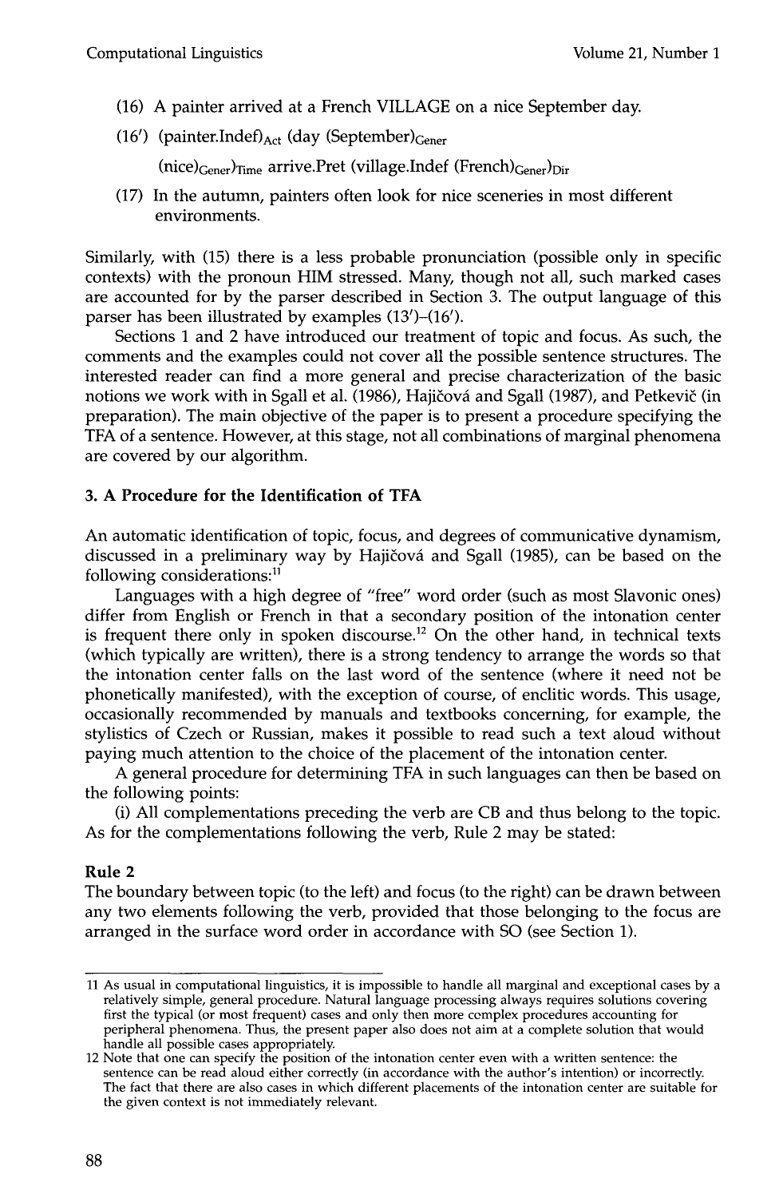(16) A painter arrived at a French VILLAGE on a nice September day.

(16′) (painter.Indef)$_{Act}$ (day (September)$_{Gener}$ (nice)$_{Gener}$)$_{Time}$ arrive.Pret (village.Indef (French)$_{Gener}$)$_{Dir}$

(17) In the autumn, painters often look for nice sceneries in most different environments.

Similarly, with (15) there is a less probable pronunciation (possible only in specific contexts) with the pronoun HIM stressed. Many, though not all, such marked cases are accounted for by the parser described in Section 3. The output language of this parser has been illustrated by examples (13′)–(16′).

Sections 1 and 2 have introduced our treatment of topic and focus. As such, the comments and the examples could not cover all the possible sentence structures. The interested reader can find a more general and precise characterization of the basic notions we work with in Sgall et al. (1986), Hajičová and Sgall (1987), and Petkevič (in preparation). The main objective of the paper is to present a procedure specifying the TFA of a sentence. However, at this stage, not all combinations of marginal phenomena are covered by our algorithm.

## 3. A Procedure for the Identification of TFA

An automatic identification of topic, focus, and degrees of communicative dynamism, discussed in a preliminary way by Hajičová and Sgall (1985), can be based on the following considerations:[11]

Languages with a high degree of "free" word order (such as most Slavonic ones) differ from English or French in that a secondary position of the intonation center is frequent there only in spoken discourse.[12] On the other hand, in technical texts (which typically are written), there is a strong tendency to arrange the words so that the intonation center falls on the last word of the sentence (where it need not be phonetically manifested), with the exception of course, of enclitic words. This usage, occasionally recommended by manuals and textbooks concerning, for example, the stylistics of Czech or Russian, makes it possible to read such a text aloud without paying much attention to the choice of the placement of the intonation center.

A general procedure for determining TFA in such languages can then be based on the following points:

(i) All complementations preceding the verb are CB and thus belong to the topic. As for the complementations following the verb, Rule 2 may be stated:

**Rule 2**
The boundary between topic (to the left) and focus (to the right) can be drawn between any two elements following the verb, provided that those belonging to the focus are arranged in the surface word order in accordance with SO (see Section 1).

---

11 As usual in computational linguistics, it is impossible to handle all marginal and exceptional cases by a relatively simple, general procedure. Natural language processing always requires solutions covering first the typical (or most frequent) cases and only then more complex procedures accounting for peripheral phenomena. Thus, the present paper also does not aim at a complete solution that would handle all possible cases appropriately.

12 Note that one can specify the position of the intonation center even with a written sentence: the sentence can be read aloud either correctly (in accordance with the author's intention) or incorrectly. The fact that there are also cases in which different placements of the intonation center are suitable for the given context is not immediately relevant.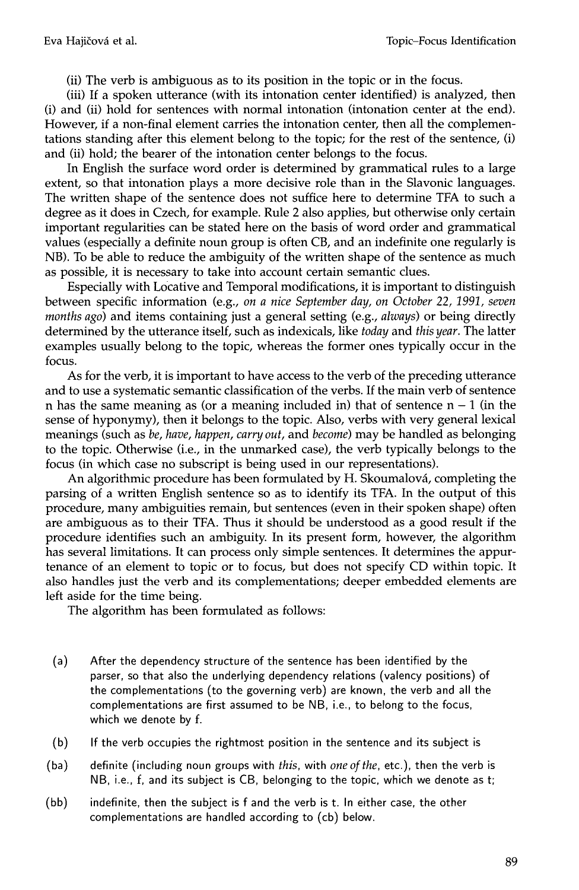(ii) The verb is ambiguous as to its position in the topic or in the focus.

(iii) If a spoken utterance (with its intonation center identified) is analyzed, then (i) and (ii) hold for sentences with normal intonation (intonation center at the end). However, if a non-final element carries the intonation center, then all the complementations standing after this element belong to the topic; for the rest of the sentence, (i) and (ii) hold; the bearer of the intonation center belongs to the focus.

In English the surface word order is determined by grammatical rules to a large extent, so that intonation plays a more decisive role than in the Slavonic languages. The written shape of the sentence does not suffice here to determine TFA to such a degree as it does in Czech, for example. Rule 2 also applies, but otherwise only certain important regularities can be stated here on the basis of word order and grammatical values (especially a definite noun group is often CB, and an indefinite one regularly is NB). To be able to reduce the ambiguity of the written shape of the sentence as much as possible, it is necessary to take into account certain semantic clues.

Especially with Locative and Temporal modifications, it is important to distinguish between specific information (e.g., *on a nice September day, on October 22, 1991, seven months ago*) and items containing just a general setting (e.g., *always*) or being directly determined by the utterance itself, such as indexicals, like *today* and *this year*. The latter examples usually belong to the topic, whereas the former ones typically occur in the focus.

As for the verb, it is important to have access to the verb of the preceding utterance and to use a systematic semantic classification of the verbs. If the main verb of sentence n has the same meaning as (or a meaning included in) that of sentence $n - 1$ (in the sense of hyponymy), then it belongs to the topic. Also, verbs with very general lexical meanings (such as *be, have, happen, carry out*, and *become*) may be handled as belonging to the topic. Otherwise (i.e., in the unmarked case), the verb typically belongs to the focus (in which case no subscript is being used in our representations).

An algorithmic procedure has been formulated by H. Skoumalová, completing the parsing of a written English sentence so as to identify its TFA. In the output of this procedure, many ambiguities remain, but sentences (even in their spoken shape) often are ambiguous as to their TFA. Thus it should be understood as a good result if the procedure identifies such an ambiguity. In its present form, however, the algorithm has several limitations. It can process only simple sentences. It determines the appurtenance of an element to topic or to focus, but does not specify CD within topic. It also handles just the verb and its complementations; deeper embedded elements are left aside for the time being.

The algorithm has been formulated as follows:

(a) After the dependency structure of the sentence has been identified by the parser, so that also the underlying dependency relations (valency positions) of the complementations (to the governing verb) are known, the verb and all the complementations are first assumed to be NB, i.e., to belong to the focus, which we denote by f.

(b) If the verb occupies the rightmost position in the sentence and its subject is

(ba) definite (including noun groups with *this*, with *one of the*, etc.), then the verb is NB, i.e., f, and its subject is CB, belonging to the topic, which we denote as t;

(bb) indefinite, then the subject is f and the verb is t. In either case, the other complementations are handled according to (cb) below.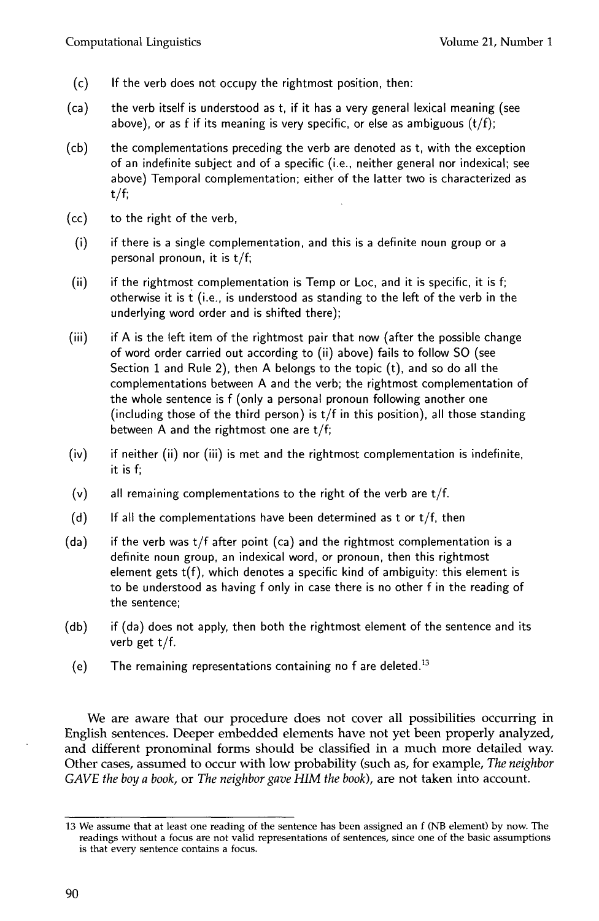(c) If the verb does not occupy the rightmost position, then:

(ca) the verb itself is understood as t, if it has a very general lexical meaning (see above), or as f if its meaning is very specific, or else as ambiguous (t/f);

(cb) the complementations preceding the verb are denoted as t, with the exception of an indefinite subject and of a specific (i.e., neither general nor indexical; see above) Temporal complementation; either of the latter two is characterized as t/f;

(cc) to the right of the verb,

(i) if there is a single complementation, and this is a definite noun group or a personal pronoun, it is t/f;

(ii) if the rightmost complementation is Temp or Loc, and it is specific, it is f; otherwise it is t (i.e., is understood as standing to the left of the verb in the underlying word order and is shifted there);

(iii) if A is the left item of the rightmost pair that now (after the possible change of word order carried out according to (ii) above) fails to follow SO (see Section 1 and Rule 2), then A belongs to the topic (t), and so do all the complementations between A and the verb; the rightmost complementation of the whole sentence is f (only a personal pronoun following another one (including those of the third person) is t/f in this position), all those standing between A and the rightmost one are t/f;

(iv) if neither (ii) nor (iii) is met and the rightmost complementation is indefinite, it is f;

(v) all remaining complementations to the right of the verb are t/f.

(d) If all the complementations have been determined as t or t/f, then

(da) if the verb was t/f after point (ca) and the rightmost complementation is a definite noun group, an indexical word, or pronoun, then this rightmost element gets t(f), which denotes a specific kind of ambiguity: this element is to be understood as having f only in case there is no other f in the reading of the sentence;

(db) if (da) does not apply, then both the rightmost element of the sentence and its verb get t/f.

(e) The remaining representations containing no f are deleted.[13]

We are aware that our procedure does not cover all possibilities occurring in English sentences. Deeper embedded elements have not yet been properly analyzed, and different pronominal forms should be classified in a much more detailed way. Other cases, assumed to occur with low probability (such as, for example, *The neighbor GAVE the boy a book*, or *The neighbor gave HIM the book*), are not taken into account.

---

13 We assume that at least one reading of the sentence has been assigned an f (NB element) by now. The readings without a focus are not valid representations of sentences, since one of the basic assumptions is that every sentence contains a focus.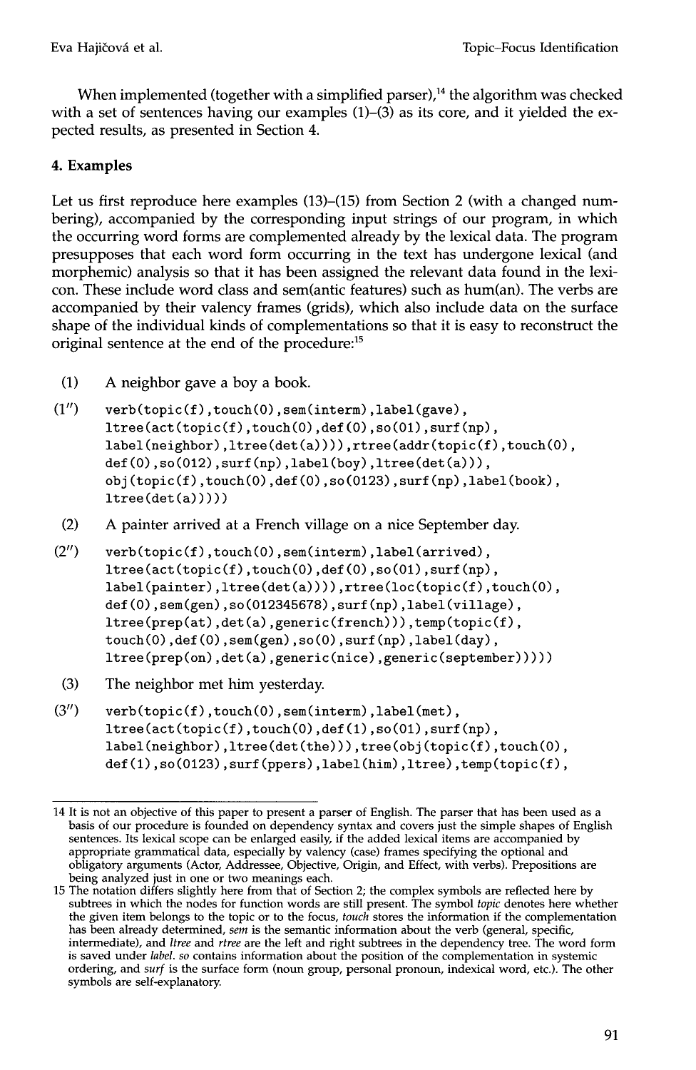When implemented (together with a simplified parser),[14] the algorithm was checked with a set of sentences having our examples (1)–(3) as its core, and it yielded the expected results, as presented in Section 4.

## 4. Examples

Let us first reproduce here examples (13)–(15) from Section 2 (with a changed numbering), accompanied by the corresponding input strings of our program, in which the occurring word forms are complemented already by the lexical data. The program presupposes that each word form occurring in the text has undergone lexical (and morphemic) analysis so that it has been assigned the relevant data found in the lexicon. These include word class and sem(antic features) such as hum(an). The verbs are accompanied by their valency frames (grids), which also include data on the surface shape of the individual kinds of complementations so that it is easy to reconstruct the original sentence at the end of the procedure:[15]

(1) A neighbor gave a boy a book.

(1″)
```
verb(topic(f),touch(0),sem(interm),label(gave),
ltree(act(topic(f),touch(0),def(0),so(01),surf(np),
label(neighbor),ltree(det(a)))),rtree(addr(topic(f),touch(0),
def(0),so(012),surf(np),label(boy),ltree(det(a))),
obj(topic(f),touch(0),def(0),so(0123),surf(np),label(book),
ltree(det(a)))))
```

(2) A painter arrived at a French village on a nice September day.

(2″)
```
verb(topic(f),touch(0),sem(interm),label(arrived),
ltree(act(topic(f),touch(0),def(0),so(01),surf(np),
label(painter),ltree(det(a)))),rtree(loc(topic(f),touch(0),
def(0),sem(gen),so(012345678),surf(np),label(village),
ltree(prep(at),det(a),generic(french))),temp(topic(f),
touch(0),def(0),sem(gen),so(0),surf(np),label(day),
ltree(prep(on),det(a),generic(nice),generic(september)))))
```

(3) The neighbor met him yesterday.

(3″)
```
verb(topic(f),touch(0),sem(interm),label(met),
ltree(act(topic(f),touch(0),def(1),so(01),surf(np),
label(neighbor),ltree(det(the)))),tree(obj(topic(f),touch(0),
def(1),so(0123),surf(ppers),label(him),ltree),temp(topic(f),
```

---

14 It is not an objective of this paper to present a parser of English. The parser that has been used as a basis of our procedure is founded on dependency syntax and covers just the simple shapes of English sentences. Its lexical scope can be enlarged easily, if the added lexical items are accompanied by appropriate grammatical data, especially by valency (case) frames specifying the optional and obligatory arguments (Actor, Addressee, Objective, Origin, and Effect, with verbs). Prepositions are being analyzed just in one or two meanings each.

15 The notation differs slightly here from that of Section 2; the complex symbols are reflected here by subtrees in which the nodes for function words are still present. The symbol *topic* denotes here whether the given item belongs to the topic or to the focus, *touch* stores the information if the complementation has been already determined, *sem* is the semantic information about the verb (general, specific, intermediate), and *ltree* and *rtree* are the left and right subtrees in the dependency tree. The word form is saved under *label*. *so* contains information about the position of the complementation in systemic ordering, and *surf* is the surface form (noun group, personal pronoun, indexical word, etc.). The other symbols are self-explanatory.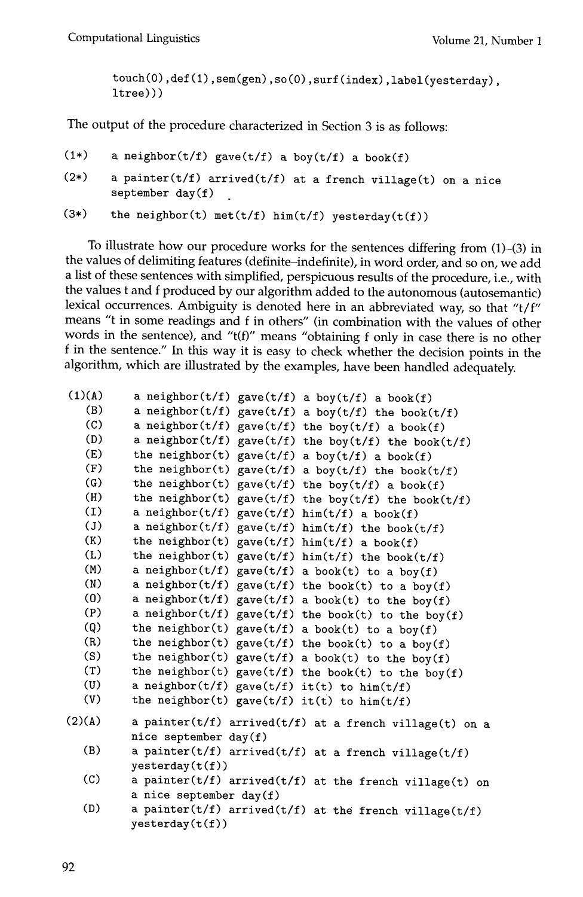```
touch(0),def(1),sem(gen),so(0),surf(index),label(yesterday),
ltree)))
```

The output of the procedure characterized in Section 3 is as follows:

```
(1*)    a neighbor(t/f) gave(t/f) a boy(t/f) a book(f)
(2*)    a painter(t/f) arrived(t/f) at a french village(t) on a nice
        september day(f)
(3*)    the neighbor(t) met(t/f) him(t/f) yesterday(t(f))
```

To illustrate how our procedure works for the sentences differing from (1)–(3) in the values of delimiting features (definite–indefinite), in word order, and so on, we add a list of these sentences with simplified, perspicuous results of the procedure, i.e., with the values t and f produced by our algorithm added to the autonomous (autosemantic) lexical occurrences. Ambiguity is denoted here in an abbreviated way, so that "t/f" means "t in some readings and f in others" (in combination with the values of other words in the sentence), and "t(f)" means "obtaining f only in case there is no other f in the sentence." In this way it is easy to check whether the decision points in the algorithm, which are illustrated by the examples, have been handled adequately.

```
(1)(A)  a neighbor(t/f) gave(t/f) a boy(t/f) a book(f)
   (B)  a neighbor(t/f) gave(t/f) a boy(t/f) the book(t/f)
   (C)  a neighbor(t/f) gave(t/f) the boy(t/f) a book(f)
   (D)  a neighbor(t/f) gave(t/f) the boy(t/f) the book(t/f)
   (E)  the neighbor(t/f) gave(t/f) a boy(t/f) a book(f)
   (F)  the neighbor(t) gave(t/f) a boy(t/f) the book(t/f)
   (G)  the neighbor(t) gave(t/f) the boy(t/f) a book(f)
   (H)  the neighbor(t) gave(t/f) the boy(t/f) the book(t/f)
   (I)  a neighbor(t/f) gave(t/f) him(t/f) a book(f)
   (J)  a neighbor(t/f) gave(t/f) him(t/f) the book(t/f)
   (K)  the neighbor(t) gave(t/f) him(t/f) a book(f)
   (L)  the neighbor(t) gave(t/f) him(t/f) the book(t/f)
   (M)  a neighbor(t/f) gave(t/f) a book(t) to a boy(f)
   (N)  a neighbor(t/f) gave(t/f) the book(t) to a boy(f)
   (O)  a neighbor(t/f) gave(t/f) a book(t) to the boy(f)
   (P)  a neighbor(t/f) gave(t/f) the book(t) to the boy(f)
   (Q)  the neighbor(t) gave(t/f) a book(t) to a boy(f)
   (R)  the neighbor(t) gave(t/f) the book(t) to a boy(f)
   (S)  the neighbor(t) gave(t/f) a book(t) to the boy(f)
   (T)  the neighbor(t) gave(t/f) the book(t) to the boy(f)
   (U)  a neighbor(t/f) gave(t/f) it(t) to him(t/f)
   (V)  the neighbor(t) gave(t/f) it(t) to him(t/f)

(2)(A)  a painter(t/f) arrived(t/f) at a french village(t) on a
        nice september day(f)
   (B)  a painter(t/f) arrived(t/f) at a french village(t/f)
        yesterday(t(f))
   (C)  a painter(t/f) arrived(t/f) at the french village(t) on
        a nice september day(f)
   (D)  a painter(t/f) arrived(t/f) at the french village(t/f)
        yesterday(t(f))
```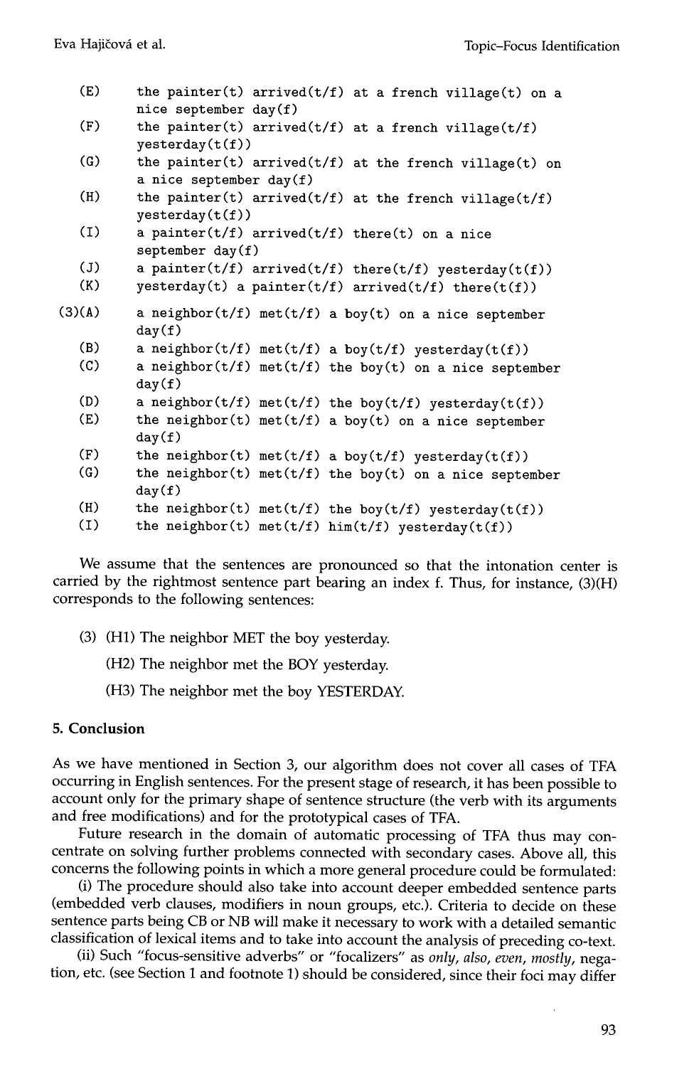(E) the painter(t) arrived(t/f) at a french village(t) on a nice september day(f)

(F) the painter(t) arrived(t/f) at a french village(t/f) yesterday(t(f))

(G) the painter(t) arrived(t/f) at the french village(t) on a nice september day(f)

(H) the painter(t) arrived(t/f) at the french village(t/f) yesterday(t(f))

(I) a painter(t/f) arrived(t/f) there(t) on a nice september day(f)

(J) a painter(t/f) arrived(t/f) there(t/f) yesterday(t(f))

(K) yesterday(t) a painter(t/f) arrived(t/f) there(t(f))

(3)(A) a neighbor(t/f) met(t/f) a boy(t) on a nice september day(f)

(B) a neighbor(t/f) met(t/f) a boy(t/f) yesterday(t(f))

(C) a neighbor(t/f) met(t/f) the boy(t) on a nice september day(f)

(D) a neighbor(t/f) met(t/f) the boy(t/f) yesterday(t(f))

(E) the neighbor(t) met(t/f) a boy(t) on a nice september day(f)

(F) the neighbor(t) met(t/f) a boy(t/f) yesterday(t(f))

(G) the neighbor(t) met(t/f) the boy(t) on a nice september day(f)

(H) the neighbor(t) met(t/f) the boy(t/f) yesterday(t(f))

(I) the neighbor(t) met(t/f) him(t/f) yesterday(t(f))

We assume that the sentences are pronounced so that the intonation center is carried by the rightmost sentence part bearing an index f. Thus, for instance, (3)(H) corresponds to the following sentences:

(3) (H1) The neighbor MET the boy yesterday.

(H2) The neighbor met the BOY yesterday.

(H3) The neighbor met the boy YESTERDAY.

## 5. Conclusion

As we have mentioned in Section 3, our algorithm does not cover all cases of TFA occurring in English sentences. For the present stage of research, it has been possible to account only for the primary shape of sentence structure (the verb with its arguments and free modifications) and for the prototypical cases of TFA.

Future research in the domain of automatic processing of TFA thus may concentrate on solving further problems connected with secondary cases. Above all, this concerns the following points in which a more general procedure could be formulated:

(i) The procedure should also take into account deeper embedded sentence parts (embedded verb clauses, modifiers in noun groups, etc.). Criteria to decide on these sentence parts being CB or NB will make it necessary to work with a detailed semantic classification of lexical items and to take into account the analysis of preceding co-text.

(ii) Such "focus-sensitive adverbs" or "focalizers" as *only*, *also*, *even*, *mostly*, negation, etc. (see Section 1 and footnote 1) should be considered, since their foci may differ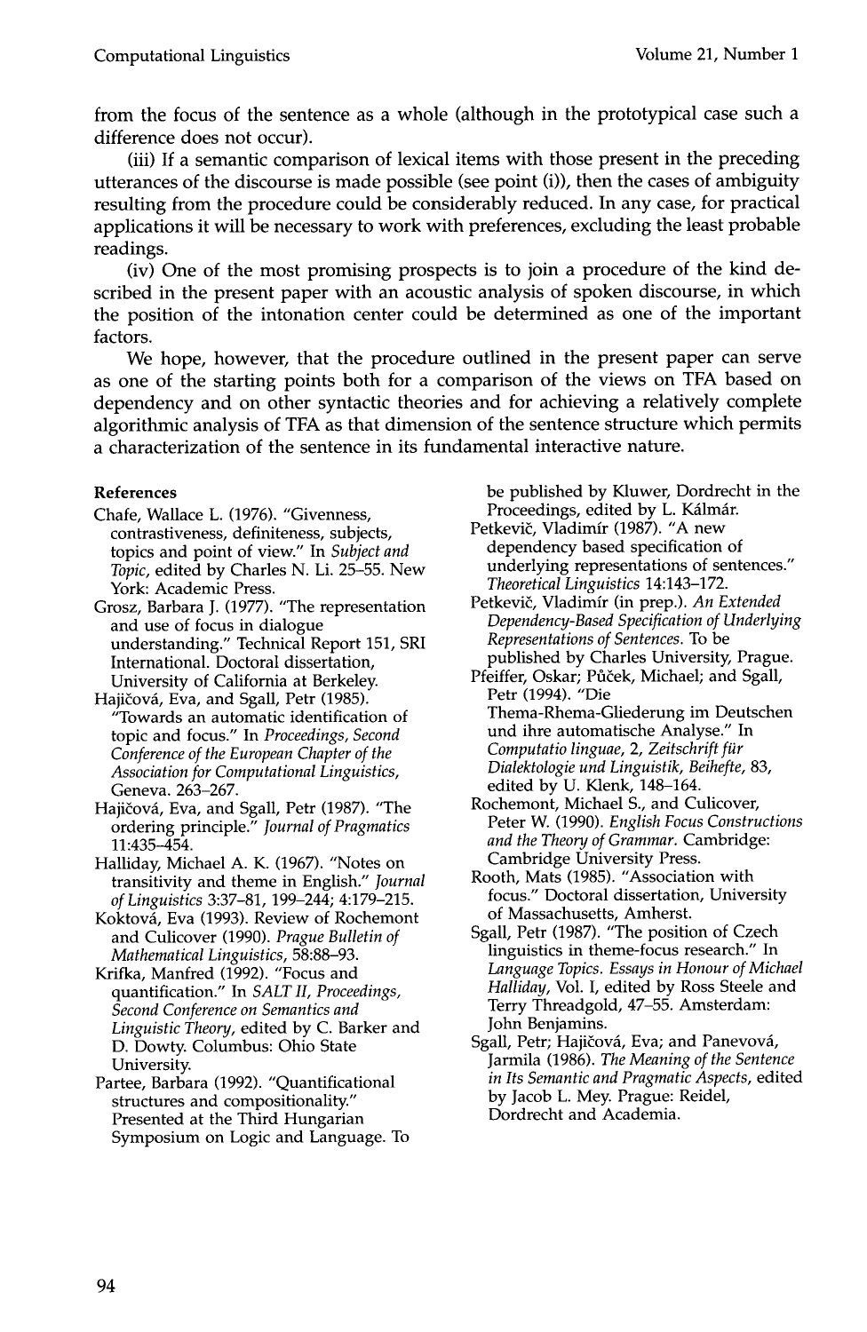from the focus of the sentence as a whole (although in the prototypical case such a difference does not occur).

(iii) If a semantic comparison of lexical items with those present in the preceding utterances of the discourse is made possible (see point (i)), then the cases of ambiguity resulting from the procedure could be considerably reduced. In any case, for practical applications it will be necessary to work with preferences, excluding the least probable readings.

(iv) One of the most promising prospects is to join a procedure of the kind described in the present paper with an acoustic analysis of spoken discourse, in which the position of the intonation center could be determined as one of the important factors.

We hope, however, that the procedure outlined in the present paper can serve as one of the starting points both for a comparison of the views on TFA based on dependency and on other syntactic theories and for achieving a relatively complete algorithmic analysis of TFA as that dimension of the sentence structure which permits a characterization of the sentence in its fundamental interactive nature.

## References

Chafe, Wallace L. (1976). "Givenness, contrastiveness, definiteness, subjects, topics and point of view." In *Subject and Topic*, edited by Charles N. Li. 25–55. New York: Academic Press.

Grosz, Barbara J. (1977). "The representation and use of focus in dialogue understanding." Technical Report 151, SRI International. Doctoral dissertation, University of California at Berkeley.

Hajičová, Eva, and Sgall, Petr (1985). "Towards an automatic identification of topic and focus." In *Proceedings, Second Conference of the European Chapter of the Association for Computational Linguistics*, Geneva. 263–267.

Hajičová, Eva, and Sgall, Petr (1987). "The ordering principle." *Journal of Pragmatics* 11:435–454.

Halliday, Michael A. K. (1967). "Notes on transitivity and theme in English." *Journal of Linguistics* 3:37–81, 199–244; 4:179–215.

Koktová, Eva (1993). Review of Rochemont and Culicover (1990). *Prague Bulletin of Mathematical Linguistics*, 58:88–93.

Krifka, Manfred (1992). "Focus and quantification." In *SALT II, Proceedings, Second Conference on Semantics and Linguistic Theory*, edited by C. Barker and D. Dowty. Columbus: Ohio State University.

Partee, Barbara (1992). "Quantificational structures and compositionality." Presented at the Third Hungarian Symposium on Logic and Language. To be published by Kluwer, Dordrecht in the Proceedings, edited by L. Kálmár.

Petkevič, Vladimír (1987). "A new dependency based specification of underlying representations of sentences." *Theoretical Linguistics* 14:143–172.

Petkevič, Vladimír (in prep.). *An Extended Dependency-Based Specification of Underlying Representations of Sentences*. To be published by Charles University, Prague.

Pfeiffer, Oskar; Půček, Michael; and Sgall, Petr (1994). "Die Thema-Rhema-Gliederung im Deutschen und ihre automatische Analyse." In *Computatio linguae*, 2, *Zeitschrift für Dialektologie und Linguistik, Beihefte*, 83, edited by U. Klenk, 148–164.

Rochemont, Michael S., and Culicover, Peter W. (1990). *English Focus Constructions and the Theory of Grammar*. Cambridge: Cambridge University Press.

Rooth, Mats (1985). "Association with focus." Doctoral dissertation, University of Massachusetts, Amherst.

Sgall, Petr (1987). "The position of Czech linguistics in theme-focus research." In *Language Topics. Essays in Honour of Michael Halliday*, Vol. I, edited by Ross Steele and Terry Threadgold, 47–55. Amsterdam: John Benjamins.

Sgall, Petr; Hajičová, Eva; and Panevová, Jarmila (1986). *The Meaning of the Sentence in Its Semantic and Pragmatic Aspects*, edited by Jacob L. Mey. Prague: Reidel, Dordrecht and Academia.